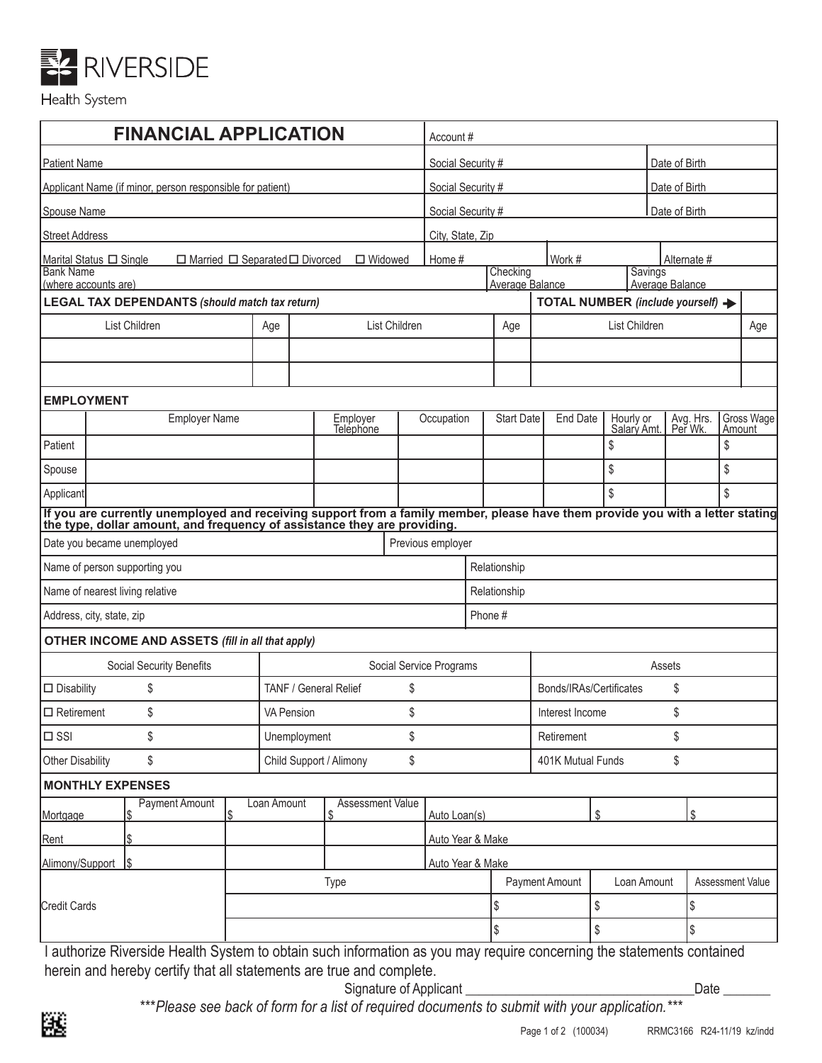RIVERSIDE

Health System

# FINANCIAL APPLICATION

| | | |
|---|---|---|
| Account # | | |
| Patient Name | Social Security # | Date of Birth |
| Applicant Name (if minor, person responsible for patient) | Social Security # | Date of Birth |
| Spouse Name | Social Security # | Date of Birth |
| Street Address | City, State, Zip | |

Marital Status ☐ Single ☐ Married ☐ Separated ☐ Divorced ☐ Widowed | Home # | Work # | Alternate #

Bank Name (where accounts are) | Checking Average Balance | Savings Average Balance

**LEGAL TAX DEPENDANTS** ***(should match tax return)*** — **TOTAL NUMBER** ***(include yourself)*** ➔

| List Children | Age | List Children | Age | List Children | Age |
|---|---|---|---|---|---|
| | | | | | |
| | | | | | |

## EMPLOYMENT

| | Employer Name | Employer Telephone | Occupation | Start Date | End Date | Hourly or Salary Amt. | Avg. Hrs. Per Wk. | Gross Wage Amount |
|---|---|---|---|---|---|---|---|---|
| Patient | | | | | | $ | | $ |
| Spouse | | | | | | $ | | $ |
| Applicant | | | | | | $ | | $ |

**If you are currently unemployed and receiving support from a family member, please have them provide you with a letter stating the type, dollar amount, and frequency of assistance they are providing.**

| | |
|---|---|
| Date you became unemployed | Previous employer |
| Name of person supporting you | Relationship |
| Name of nearest living relative | Relationship |
| Address, city, state, zip | Phone # |

## OTHER INCOME AND ASSETS *(fill in all that apply)*

| Social Security Benefits | | Social Service Programs | | Assets | |
|---|---|---|---|---|---|
| ☐ Disability | $ | TANF / General Relief | $ | Bonds/IRAs/Certificates | $ |
| ☐ Retirement | $ | VA Pension | $ | Interest Income | $ |
| ☐ SSI | $ | Unemployment | $ | Retirement | $ |
| Other Disability | $ | Child Support / Alimony | $ | 401K Mutual Funds | $ |

## MONTHLY EXPENSES

| | Payment Amount | Loan Amount | Assessment Value | | | |
|---|---|---|---|---|---|---|
| Mortgage | $ | $ | $ | Auto Loan(s) | $ | $ |
| Rent | $ | | | Auto Year & Make | | |
| Alimony/Support | $ | | | Auto Year & Make | | |

| | Type | Payment Amount | Loan Amount | Assessment Value |
|---|---|---|---|---|
| Credit Cards | | $ | $ | $ |
| | | $ | $ | $ |

I authorize Riverside Health System to obtain such information as you may require concerning the statements contained herein and hereby certify that all statements are true and complete.

Signature of Applicant ______________________________ Date _______

****Please see back of form for a list of required documents to submit with your application.****

(100034) RRMC3166 R24-11/19 kz/indd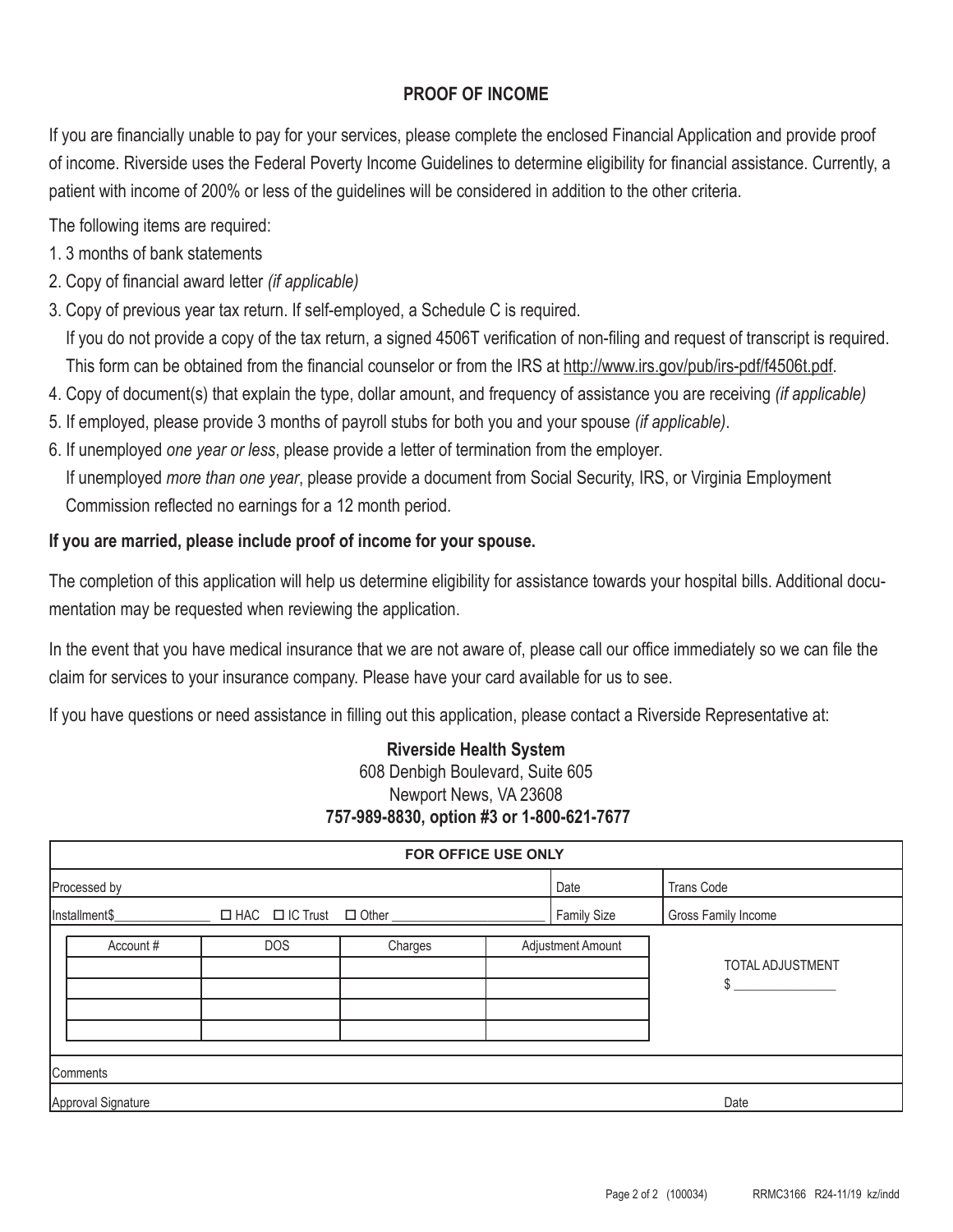## PROOF OF INCOME

If you are financially unable to pay for your services, please complete the enclosed Financial Application and provide proof of income. Riverside uses the Federal Poverty Income Guidelines to determine eligibility for financial assistance. Currently, a patient with income of 200% or less of the guidelines will be considered in addition to the other criteria.

The following items are required:

1. 3 months of bank statements
2. Copy of financial award letter *(if applicable)*
3. Copy of previous year tax return. If self-employed, a Schedule C is required.
   If you do not provide a copy of the tax return, a signed 4506T verification of non-filing and request of transcript is required. This form can be obtained from the financial counselor or from the IRS at http://www.irs.gov/pub/irs-pdf/f4506t.pdf.
4. Copy of document(s) that explain the type, dollar amount, and frequency of assistance you are receiving *(if applicable)*
5. If employed, please provide 3 months of payroll stubs for both you and your spouse *(if applicable)*.
6. If unemployed *one year or less*, please provide a letter of termination from the employer.
   If unemployed *more than one year*, please provide a document from Social Security, IRS, or Virginia Employment Commission reflected no earnings for a 12 month period.

**If you are married, please include proof of income for your spouse.**

The completion of this application will help us determine eligibility for assistance towards your hospital bills. Additional documentation may be requested when reviewing the application.

In the event that you have medical insurance that we are not aware of, please call our office immediately so we can file the claim for services to your insurance company. Please have your card available for us to see.

If you have questions or need assistance in filling out this application, please contact a Riverside Representative at:

**Riverside Health System**
608 Denbigh Boulevard, Suite 605
Newport News, VA 23608
**757-989-8830, option #3 or 1-800-621-7677**

**FOR OFFICE USE ONLY**

| | | |
|---|---|---|
| Processed by | Date | Trans Code |
| Installment$_______ ☐ HAC ☐ IC Trust ☐ Other _______ | Family Size | Gross Family Income |

| Account # | DOS | Charges | Adjustment Amount |
|---|---|---|---|
| | | | |
| | | | |
| | | | |
| | | | |

TOTAL ADJUSTMENT
$ _______________

Comments

Approval Signature | Date